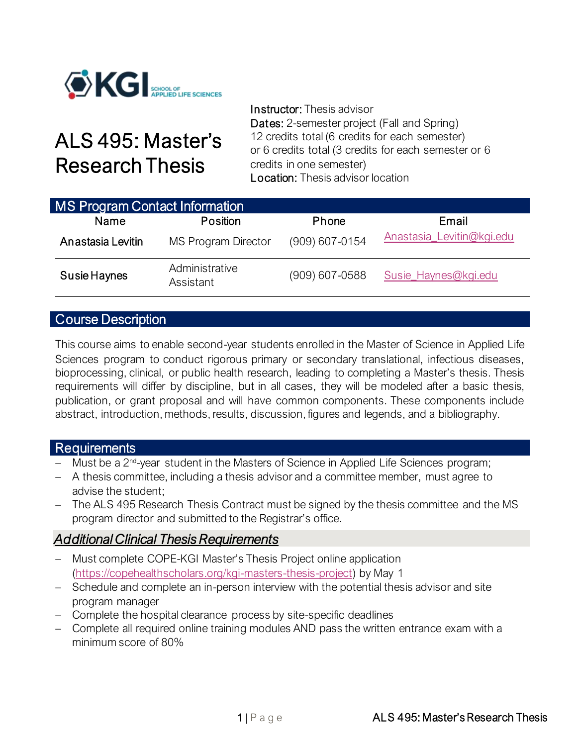# ALS 495: Master's Research Thesis

**Instructor:** Thesis advisor
**Dates:** 2-semester project (Fall and Spring)
12 credits total (6 credits for each semester)
or 6 credits total (3 credits for each semester or 6 credits in one semester)
**Location:** Thesis advisor location

## MS Program Contact Information

| Name | Position | Phone | Email |
|---|---|---|---|
| Anastasia Levitin | MS Program Director | (909) 607-0154 | Anastasia_Levitin@kgi.edu |
| Susie Haynes | Administrative Assistant | (909) 607-0588 | Susie_Haynes@kgi.edu |

## Course Description

This course aims to enable second-year students enrolled in the Master of Science in Applied Life Sciences program to conduct rigorous primary or secondary translational, infectious diseases, bioprocessing, clinical, or public health research, leading to completing a Master's thesis. Thesis requirements will differ by discipline, but in all cases, they will be modeled after a basic thesis, publication, or grant proposal and will have common components. These components include abstract, introduction, methods, results, discussion, figures and legends, and a bibliography.

## Requirements

- Must be a 2nd-year student in the Masters of Science in Applied Life Sciences program;
- A thesis committee, including a thesis advisor and a committee member, must agree to advise the student;
- The ALS 495 Research Thesis Contract must be signed by the thesis committee and the MS program director and submitted to the Registrar's office.

### *Additional Clinical Thesis Requirements*

- Must complete COPE-KGI Master's Thesis Project online application (https://copehealthscholars.org/kgi-masters-thesis-project) by May 1
- Schedule and complete an in-person interview with the potential thesis advisor and site program manager
- Complete the hospital clearance process by site-specific deadlines
- Complete all required online training modules AND pass the written entrance exam with a minimum score of 80%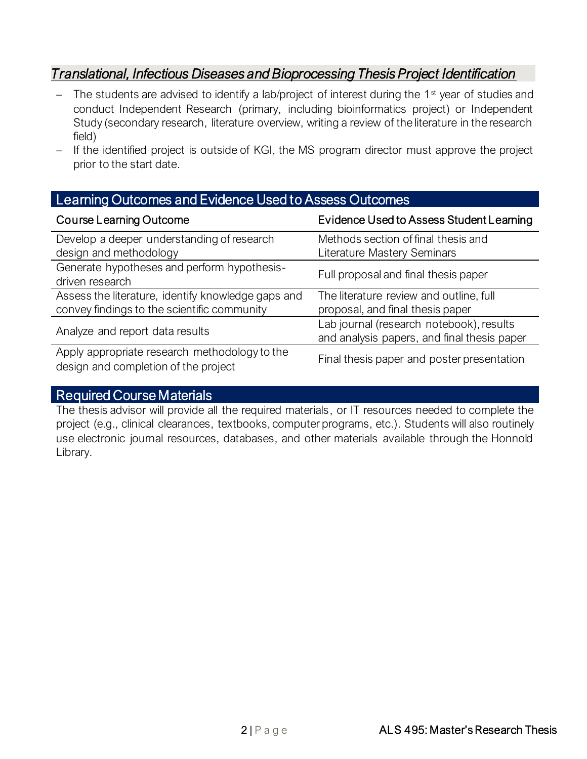## *Translational, Infectious Diseases and Bioprocessing Thesis Project Identification*

- The students are advised to identify a lab/project of interest during the 1st year of studies and conduct Independent Research (primary, including bioinformatics project) or Independent Study (secondary research, literature overview, writing a review of the literature in the research field)
- If the identified project is outside of KGI, the MS program director must approve the project prior to the start date.

## Learning Outcomes and Evidence Used to Assess Outcomes

| Course Learning Outcome | Evidence Used to Assess Student Learning |
| --- | --- |
| Develop a deeper understanding of research design and methodology | Methods section of final thesis and Literature Mastery Seminars |
| Generate hypotheses and perform hypothesis-driven research | Full proposal and final thesis paper |
| Assess the literature, identify knowledge gaps and convey findings to the scientific community | The literature review and outline, full proposal, and final thesis paper |
| Analyze and report data results | Lab journal (research notebook), results and analysis papers, and final thesis paper |
| Apply appropriate research methodology to the design and completion of the project | Final thesis paper and poster presentation |

## Required Course Materials

The thesis advisor will provide all the required materials, or IT resources needed to complete the project (e.g., clinical clearances, textbooks, computer programs, etc.). Students will also routinely use electronic journal resources, databases, and other materials available through the Honnold Library.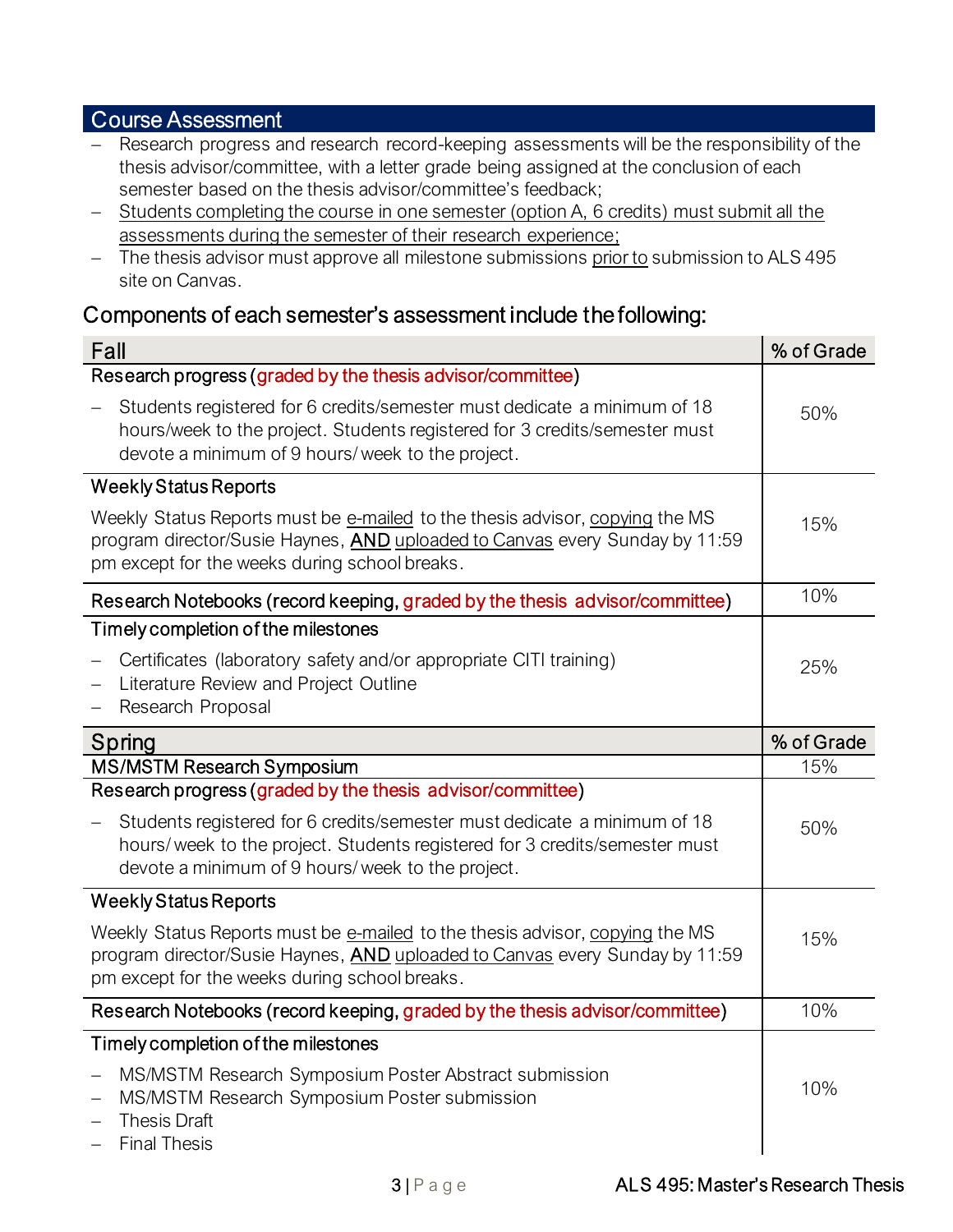## Course Assessment

- Research progress and research record-keeping assessments will be the responsibility of the thesis advisor/committee, with a letter grade being assigned at the conclusion of each semester based on the thesis advisor/committee's feedback;
- Students completing the course in one semester (option A, 6 credits) must submit all the assessments during the semester of their research experience;
- The thesis advisor must approve all milestone submissions prior to submission to ALS 495 site on Canvas.

### Components of each semester's assessment include the following:

| Fall | % of Grade |
|---|---|
| **Research progress** (graded by the thesis advisor/committee)<br>– Students registered for 6 credits/semester must dedicate a minimum of 18 hours/week to the project. Students registered for 3 credits/semester must devote a minimum of 9 hours/ week to the project. | 50% |
| **Weekly Status Reports**<br>Weekly Status Reports must be e-mailed to the thesis advisor, copying the MS program director/Susie Haynes, **AND** uploaded to Canvas every Sunday by 11:59 pm except for the weeks during school breaks. | 15% |
| **Research Notebooks** (record keeping, graded by the thesis advisor/committee) | 10% |
| **Timely completion of the milestones**<br>– Certificates (laboratory safety and/or appropriate CITI training)<br>– Literature Review and Project Outline<br>– Research Proposal | 25% |

| Spring | % of Grade |
|---|---|
| **MS/MSTM Research Symposium** | 15% |
| **Research progress** (graded by the thesis advisor/committee)<br>– Students registered for 6 credits/semester must dedicate a minimum of 18 hours/ week to the project. Students registered for 3 credits/semester must devote a minimum of 9 hours/ week to the project. | 50% |
| **Weekly Status Reports**<br>Weekly Status Reports must be e-mailed to the thesis advisor, copying the MS program director/Susie Haynes, **AND** uploaded to Canvas every Sunday by 11:59 pm except for the weeks during school breaks. | 15% |
| **Research Notebooks** (record keeping, graded by the thesis advisor/committee) | 10% |
| **Timely completion of the milestones**<br>– MS/MSTM Research Symposium Poster Abstract submission<br>– MS/MSTM Research Symposium Poster submission<br>– Thesis Draft<br>– Final Thesis | 10% |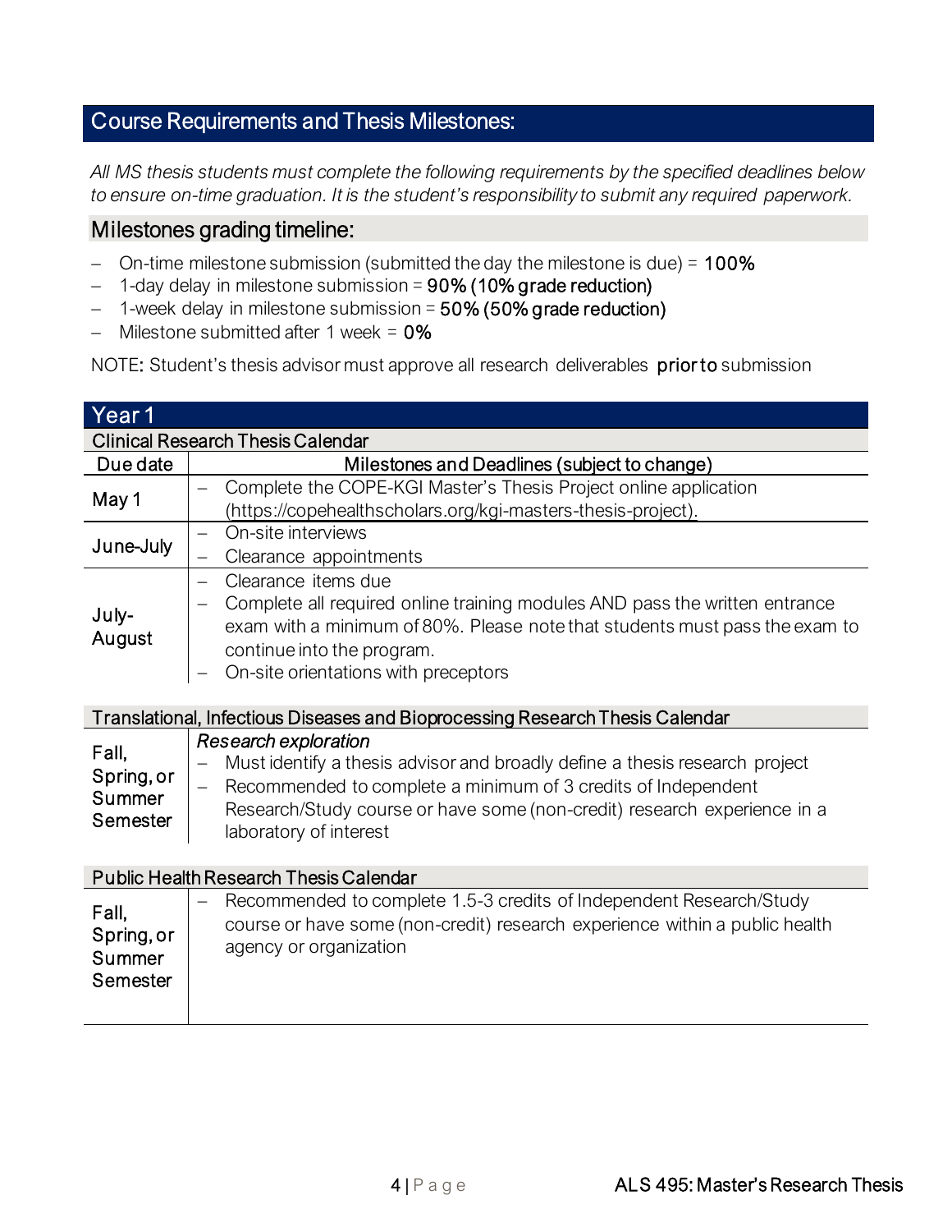## Course Requirements and Thesis Milestones:

*All MS thesis students must complete the following requirements by the specified deadlines below to ensure on-time graduation. It is the student's responsibility to submit any required paperwork.*

### Milestones grading timeline:

- On-time milestone submission (submitted the day the milestone is due) = **100%**
- 1-day delay in milestone submission = **90% (10% grade reduction)**
- 1-week delay in milestone submission = **50% (50% grade reduction)**
- Milestone submitted after 1 week = **0%**

NOTE: Student's thesis advisor must approve all research deliverables **prior to** submission

## Year 1

### Clinical Research Thesis Calendar

| Due date | Milestones and Deadlines (subject to change) |
|---|---|
| May 1 | – Complete the COPE-KGI Master's Thesis Project online application (https://copehealthscholars.org/kgi-masters-thesis-project). |
| June-July | – On-site interviews<br>– Clearance appointments |
| July-August | – Clearance items due<br>– Complete all required online training modules AND pass the written entrance exam with a minimum of 80%. Please note that students must pass the exam to continue into the program.<br>– On-site orientations with preceptors |

### Translational, Infectious Diseases and Bioprocessing Research Thesis Calendar

| Due date | Milestones and Deadlines (subject to change) |
|---|---|
| Fall, Spring, or Summer Semester | *Research exploration*<br>– Must identify a thesis advisor and broadly define a thesis research project<br>– Recommended to complete a minimum of 3 credits of Independent Research/Study course or have some (non-credit) research experience in a laboratory of interest |

### Public Health Research Thesis Calendar

| Due date | Milestones and Deadlines (subject to change) |
|---|---|
| Fall, Spring, or Summer Semester | – Recommended to complete 1.5-3 credits of Independent Research/Study course or have some (non-credit) research experience within a public health agency or organization |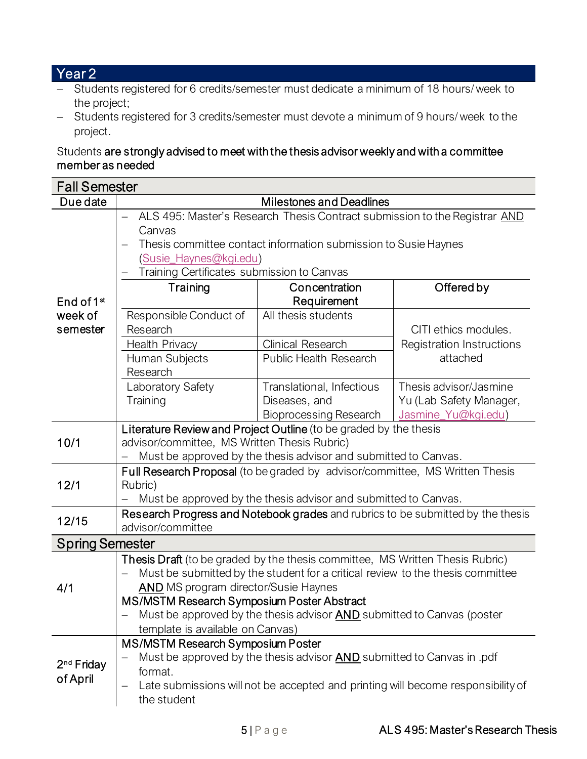## Year 2

- Students registered for 6 credits/semester must dedicate a minimum of 18 hours/ week to the project;
- Students registered for 3 credits/semester must devote a minimum of 9 hours/ week to the project.

Students **are strongly advised to meet with the thesis advisor weekly and with a committee member as needed**

### Fall Semester

| Due date | Milestones and Deadlines | | |
|---|---|---|---|
| End of 1st week of semester | – ALS 495: Master's Research Thesis Contract submission to the Registrar AND Canvas<br>– Thesis committee contact information submission to Susie Haynes (Susie_Haynes@kgi.edu)<br>– Training Certificates submission to Canvas | | |
| | **Training** | **Concentration Requirement** | **Offered by** |
| | Responsible Conduct of Research | All thesis students | CITI ethics modules. Registration Instructions attached |
| | Health Privacy | Clinical Research | |
| | Human Subjects Research | Public Health Research | |
| | Laboratory Safety Training | Translational, Infectious Diseases, and Bioprocessing Research | Thesis advisor/Jasmine Yu (Lab Safety Manager, Jasmine_Yu@kgi.edu) |
| 10/1 | **Literature Review and Project Outline** (to be graded by the thesis advisor/committee, MS Written Thesis Rubric)<br>– Must be approved by the thesis advisor and submitted to Canvas. | | |
| 12/1 | **Full Research Proposal** (to be graded by advisor/committee, MS Written Thesis Rubric)<br>– Must be approved by the thesis advisor and submitted to Canvas. | | |
| 12/15 | **Research Progress and Notebook grades** and rubrics to be submitted by the thesis advisor/committee | | |

### Spring Semester

| Due date | Milestones and Deadlines |
|---|---|
| 4/1 | **Thesis Draft** (to be graded by the thesis committee, MS Written Thesis Rubric)<br>– Must be submitted by the student for a critical review to the thesis committee AND MS program director/Susie Haynes<br>**MS/MSTM Research Symposium Poster Abstract**<br>– Must be approved by the thesis advisor AND submitted to Canvas (poster template is available on Canvas) |
| 2nd Friday of April | **MS/MSTM Research Symposium Poster**<br>– Must be approved by the thesis advisor AND submitted to Canvas in .pdf format.<br>– Late submissions will not be accepted and printing will become responsibility of the student |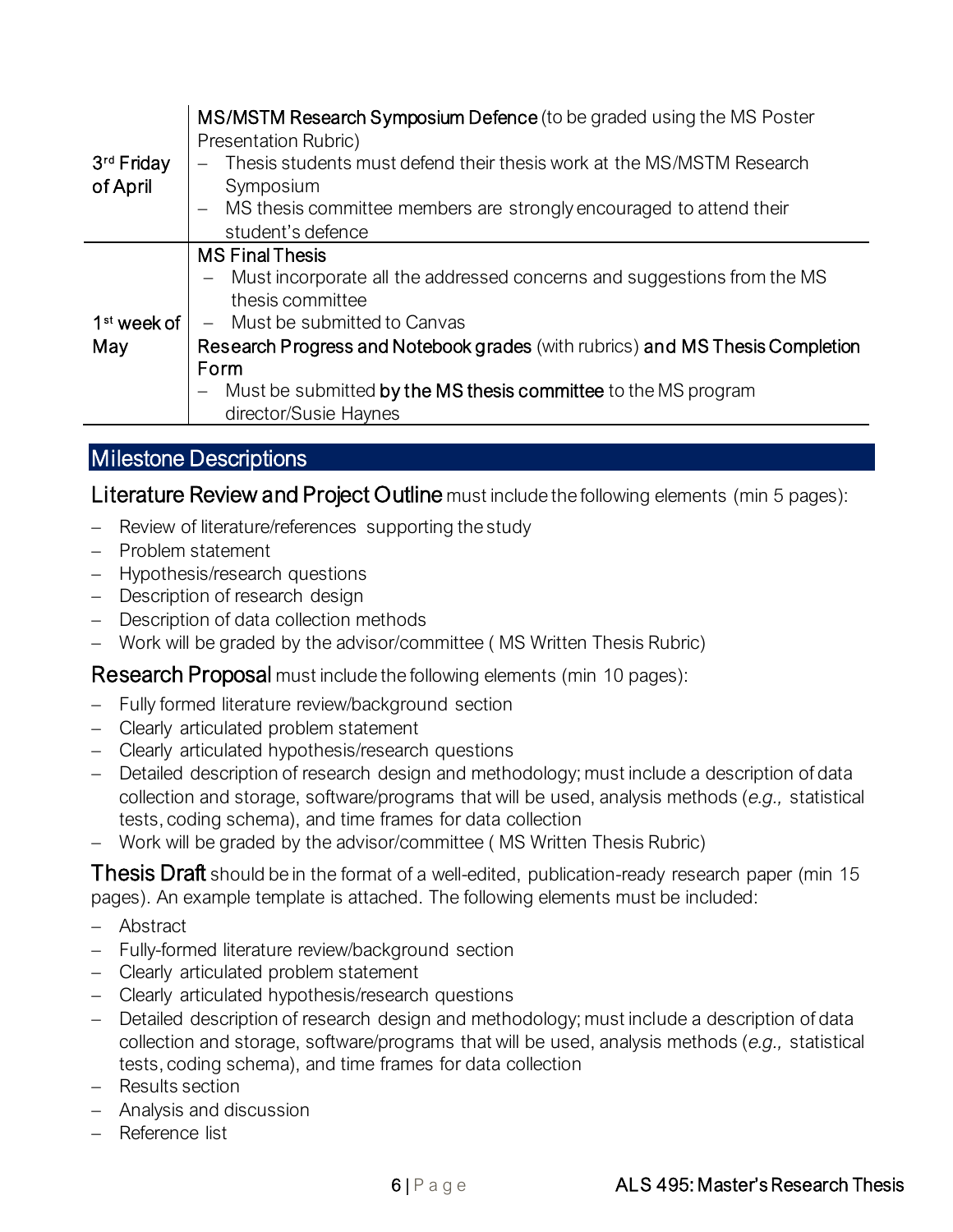| | |
|---|---|
| 3rd Friday of April | **MS/MSTM Research Symposium Defence** (to be graded using the MS Poster Presentation Rubric)<br>– Thesis students must defend their thesis work at the MS/MSTM Research Symposium<br>– MS thesis committee members are strongly encouraged to attend their student's defence |
| 1st week of May | **MS Final Thesis**<br>– Must incorporate all the addressed concerns and suggestions from the MS thesis committee<br>– Must be submitted to Canvas<br>**Research Progress and Notebook grades** (with rubrics) **and MS Thesis Completion Form**<br>– Must be submitted **by the MS thesis committee** to the MS program director/Susie Haynes |

## Milestone Descriptions

**Literature Review and Project Outline** must include the following elements (min 5 pages):

- Review of literature/references supporting the study
- Problem statement
- Hypothesis/research questions
- Description of research design
- Description of data collection methods
- Work will be graded by the advisor/committee ( MS Written Thesis Rubric)

**Research Proposal** must include the following elements (min 10 pages):

- Fully formed literature review/background section
- Clearly articulated problem statement
- Clearly articulated hypothesis/research questions
- Detailed description of research design and methodology; must include a description of data collection and storage, software/programs that will be used, analysis methods (*e.g.,* statistical tests, coding schema), and time frames for data collection
- Work will be graded by the advisor/committee ( MS Written Thesis Rubric)

**Thesis Draft** should be in the format of a well-edited, publication-ready research paper (min 15 pages). An example template is attached. The following elements must be included:

- Abstract
- Fully-formed literature review/background section
- Clearly articulated problem statement
- Clearly articulated hypothesis/research questions
- Detailed description of research design and methodology; must include a description of data collection and storage, software/programs that will be used, analysis methods (*e.g.,* statistical tests, coding schema), and time frames for data collection
- Results section
- Analysis and discussion
- Reference list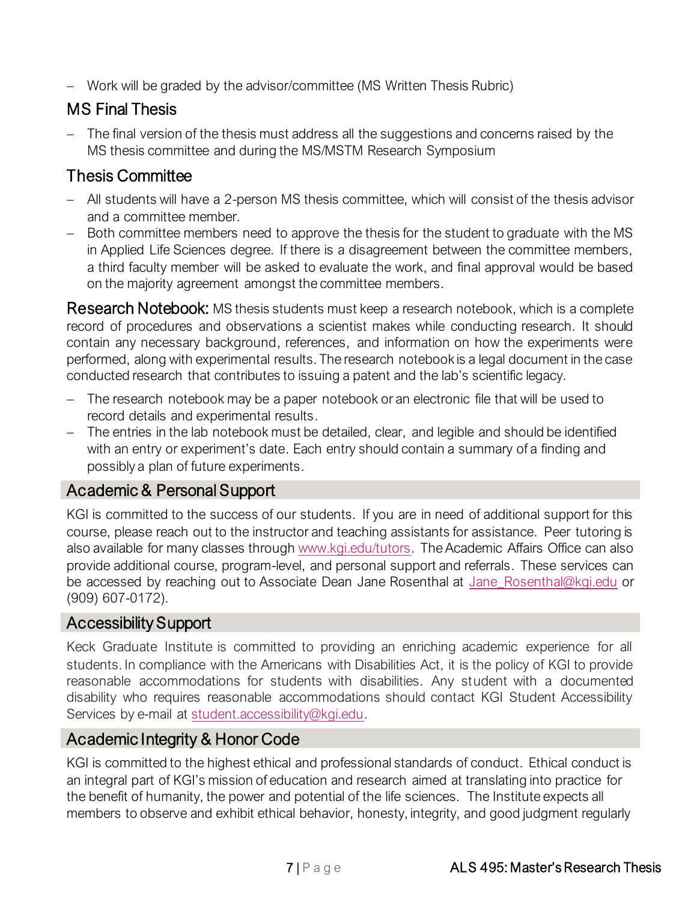- Work will be graded by the advisor/committee (MS Written Thesis Rubric)

### MS Final Thesis

- The final version of the thesis must address all the suggestions and concerns raised by the MS thesis committee and during the MS/MSTM Research Symposium

### Thesis Committee

- All students will have a 2-person MS thesis committee, which will consist of the thesis advisor and a committee member.
- Both committee members need to approve the thesis for the student to graduate with the MS in Applied Life Sciences degree. If there is a disagreement between the committee members, a third faculty member will be asked to evaluate the work, and final approval would be based on the majority agreement amongst the committee members.

**Research Notebook:** MS thesis students must keep a research notebook, which is a complete record of procedures and observations a scientist makes while conducting research. It should contain any necessary background, references, and information on how the experiments were performed, along with experimental results. The research notebook is a legal document in the case conducted research that contributes to issuing a patent and the lab's scientific legacy.

- The research notebook may be a paper notebook or an electronic file that will be used to record details and experimental results.
- The entries in the lab notebook must be detailed, clear, and legible and should be identified with an entry or experiment's date. Each entry should contain a summary of a finding and possibly a plan of future experiments.

## Academic & Personal Support

KGI is committed to the success of our students. If you are in need of additional support for this course, please reach out to the instructor and teaching assistants for assistance. Peer tutoring is also available for many classes through [www.kgi.edu/tutors](http://www.kgi.edu/tutors). The Academic Affairs Office can also provide additional course, program-level, and personal support and referrals. These services can be accessed by reaching out to Associate Dean Jane Rosenthal at [Jane_Rosenthal@kgi.edu](mailto:Jane_Rosenthal@kgi.edu) or (909) 607-0172).

## Accessibility Support

Keck Graduate Institute is committed to providing an enriching academic experience for all students. In compliance with the Americans with Disabilities Act, it is the policy of KGI to provide reasonable accommodations for students with disabilities. Any student with a documented disability who requires reasonable accommodations should contact KGI Student Accessibility Services by e-mail at [student.accessibility@kgi.edu](mailto:student.accessibility@kgi.edu).

## Academic Integrity & Honor Code

KGI is committed to the highest ethical and professional standards of conduct. Ethical conduct is an integral part of KGI's mission of education and research aimed at translating into practice for the benefit of humanity, the power and potential of the life sciences. The Institute expects all members to observe and exhibit ethical behavior, honesty, integrity, and good judgment regularly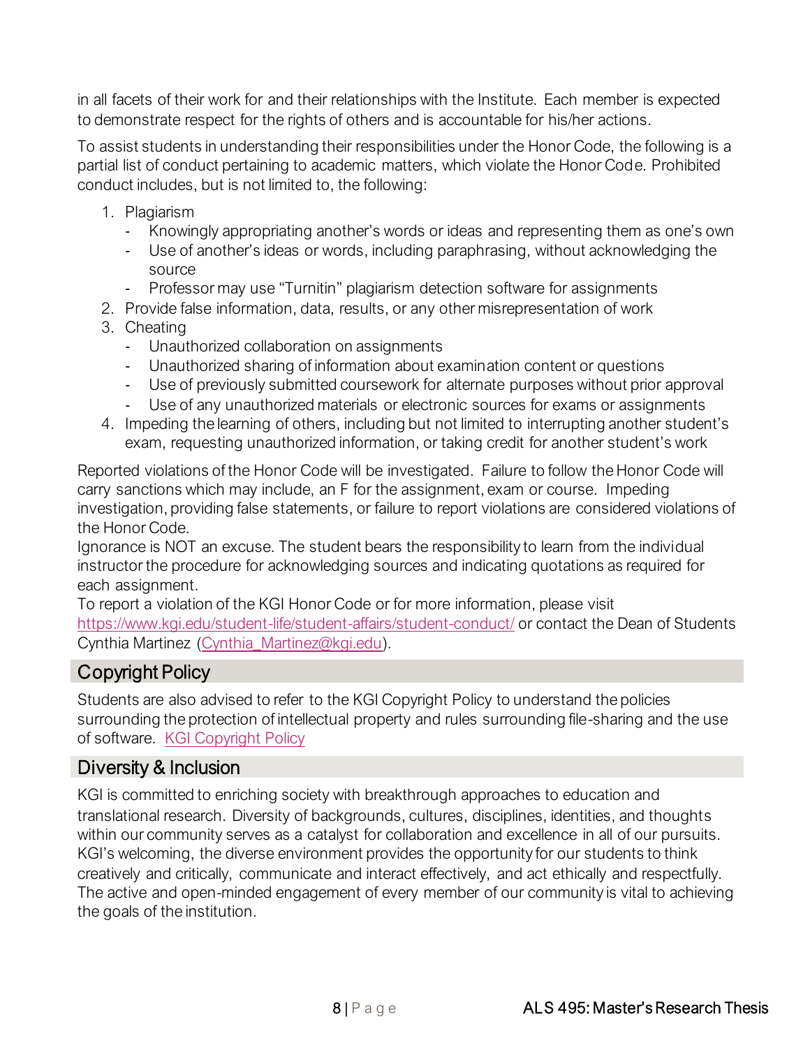in all facets of their work for and their relationships with the Institute. Each member is expected to demonstrate respect for the rights of others and is accountable for his/her actions.

To assist students in understanding their responsibilities under the Honor Code, the following is a partial list of conduct pertaining to academic matters, which violate the Honor Code. Prohibited conduct includes, but is not limited to, the following:

1. Plagiarism
   - Knowingly appropriating another's words or ideas and representing them as one's own
   - Use of another's ideas or words, including paraphrasing, without acknowledging the source
   - Professor may use "Turnitin" plagiarism detection software for assignments
2. Provide false information, data, results, or any other misrepresentation of work
3. Cheating
   - Unauthorized collaboration on assignments
   - Unauthorized sharing of information about examination content or questions
   - Use of previously submitted coursework for alternate purposes without prior approval
   - Use of any unauthorized materials or electronic sources for exams or assignments
4. Impeding the learning of others, including but not limited to interrupting another student's exam, requesting unauthorized information, or taking credit for another student's work

Reported violations of the Honor Code will be investigated. Failure to follow the Honor Code will carry sanctions which may include, an F for the assignment, exam or course. Impeding investigation, providing false statements, or failure to report violations are considered violations of the Honor Code.

Ignorance is NOT an excuse. The student bears the responsibility to learn from the individual instructor the procedure for acknowledging sources and indicating quotations as required for each assignment.

To report a violation of the KGI Honor Code or for more information, please visit https://www.kgi.edu/student-life/student-affairs/student-conduct/ or contact the Dean of Students Cynthia Martinez (Cynthia_Martinez@kgi.edu).

## Copyright Policy

Students are also advised to refer to the KGI Copyright Policy to understand the policies surrounding the protection of intellectual property and rules surrounding file-sharing and the use of software. KGI Copyright Policy

## Diversity & Inclusion

KGI is committed to enriching society with breakthrough approaches to education and translational research. Diversity of backgrounds, cultures, disciplines, identities, and thoughts within our community serves as a catalyst for collaboration and excellence in all of our pursuits. KGI's welcoming, the diverse environment provides the opportunity for our students to think creatively and critically, communicate and interact effectively, and act ethically and respectfully. The active and open-minded engagement of every member of our community is vital to achieving the goals of the institution.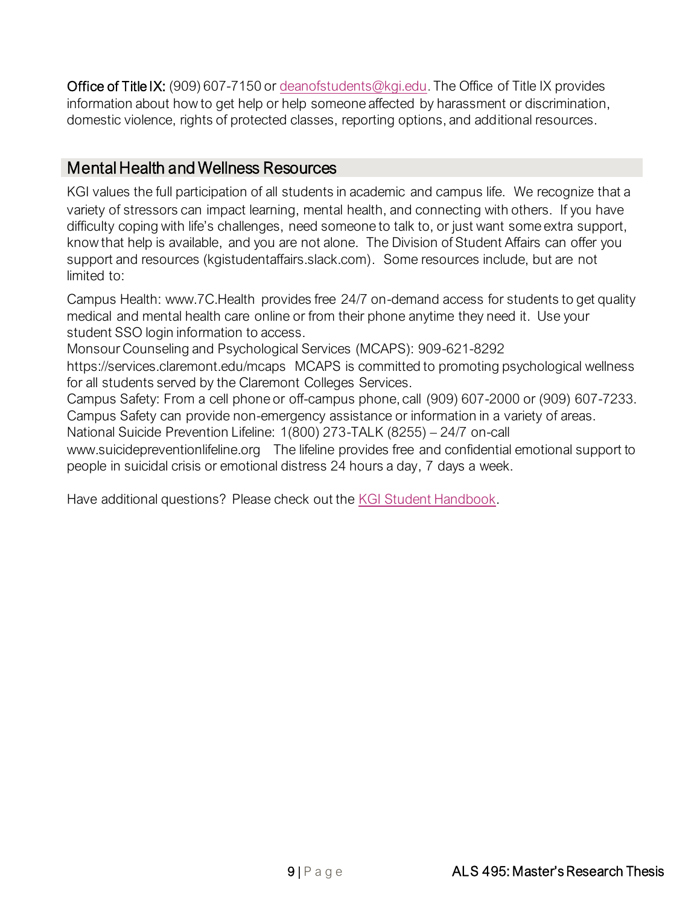**Office of Title IX:** (909) 607-7150 or [deanofstudents@kgi.edu](mailto:deanofstudents@kgi.edu). The Office of Title IX provides information about how to get help or help someone affected by harassment or discrimination, domestic violence, rights of protected classes, reporting options, and additional resources.

## Mental Health and Wellness Resources

KGI values the full participation of all students in academic and campus life. We recognize that a variety of stressors can impact learning, mental health, and connecting with others. If you have difficulty coping with life's challenges, need someone to talk to, or just want some extra support, know that help is available, and you are not alone. The Division of Student Affairs can offer you support and resources (kgistudentaffairs.slack.com). Some resources include, but are not limited to:

Campus Health: www.7C.Health provides free 24/7 on-demand access for students to get quality medical and mental health care online or from their phone anytime they need it. Use your student SSO login information to access.
Monsour Counseling and Psychological Services (MCAPS): 909-621-8292
https://services.claremont.edu/mcaps MCAPS is committed to promoting psychological wellness for all students served by the Claremont Colleges Services.
Campus Safety: From a cell phone or off-campus phone, call (909) 607-2000 or (909) 607-7233. Campus Safety can provide non-emergency assistance or information in a variety of areas.
National Suicide Prevention Lifeline: 1(800) 273-TALK (8255) – 24/7 on-call
www.suicidepreventionlifeline.org The lifeline provides free and confidential emotional support to people in suicidal crisis or emotional distress 24 hours a day, 7 days a week.

Have additional questions? Please check out the [KGI Student Handbook](#).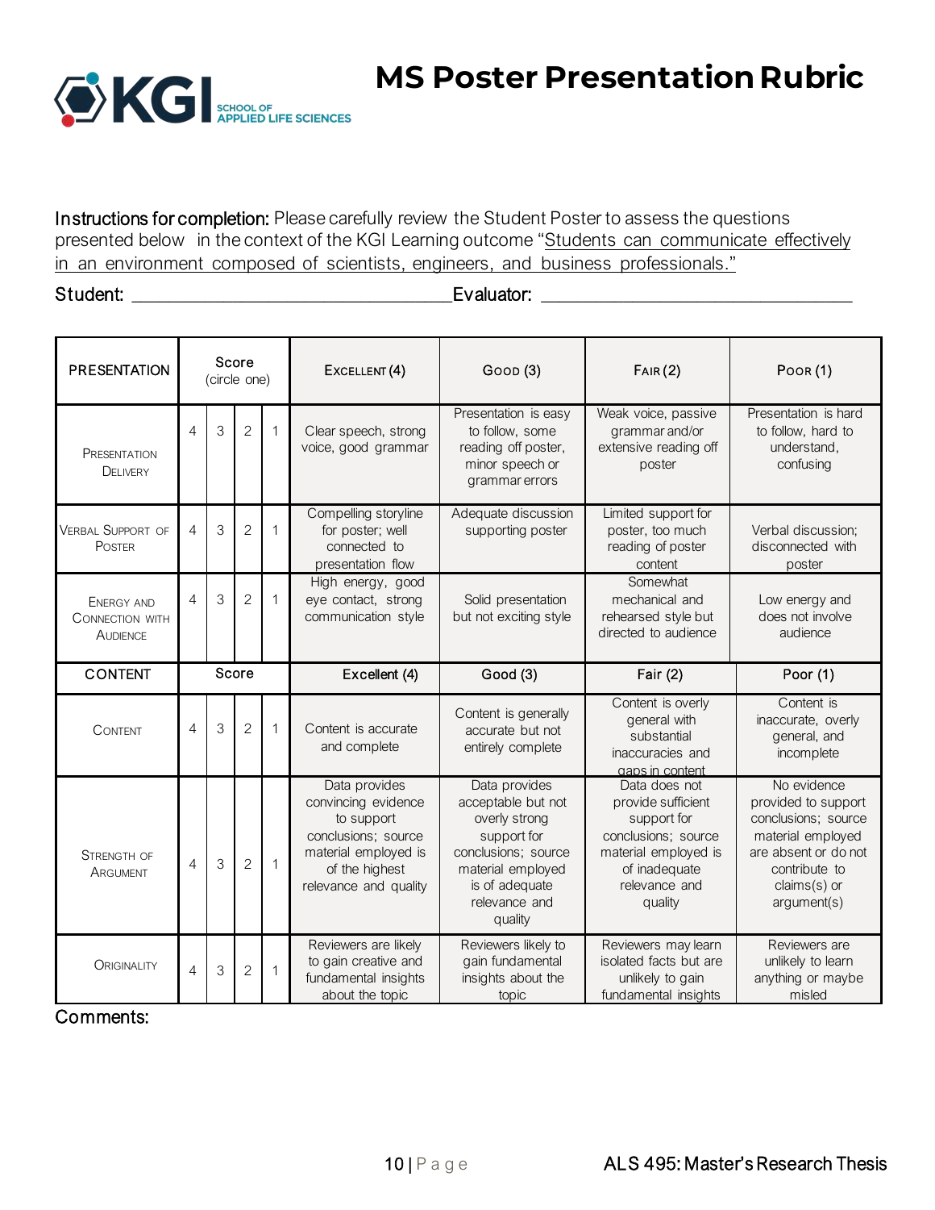# MS Poster Presentation Rubric

**Instructions for completion:** Please carefully review the Student Poster to assess the questions presented below in the context of the KGI Learning outcome "Students can communicate effectively in an environment composed of scientists, engineers, and business professionals."

Student: ______________________________ Evaluator: ______________________________

| PRESENTATION | Score (circle one) | | | | Excellent (4) | Good (3) | Fair (2) | Poor (1) |
|---|---|---|---|---|---|---|---|---|
| Presentation Delivery | 4 | 3 | 2 | 1 | Clear speech, strong voice, good grammar | Presentation is easy to follow, some reading off poster, minor speech or grammar errors | Weak voice, passive grammar and/or extensive reading off poster | Presentation is hard to follow, hard to understand, confusing |
| Verbal Support of Poster | 4 | 3 | 2 | 1 | Compelling storyline for poster; well connected to presentation flow | Adequate discussion supporting poster | Limited support for poster, too much reading of poster content | Verbal discussion; disconnected with poster |
| Energy and Connection with Audience | 4 | 3 | 2 | 1 | High energy, good eye contact, strong communication style | Solid presentation but not exciting style | Somewhat mechanical and rehearsed style but directed to audience | Low energy and does not involve audience |
| **CONTENT** | **Score** | | | | **Excellent (4)** | **Good (3)** | **Fair (2)** | **Poor (1)** |
| Content | 4 | 3 | 2 | 1 | Content is accurate and complete | Content is generally accurate but not entirely complete | Content is overly general with substantial inaccuracies and gaps in content | Content is inaccurate, overly general, and incomplete |
| Strength of Argument | 4 | 3 | 2 | 1 | Data provides convincing evidence to support conclusions; source material employed is of the highest relevance and quality | Data provides acceptable but not overly strong support for conclusions; source material employed is of adequate relevance and quality | Data does not provide sufficient support for conclusions; source material employed is of inadequate relevance and quality | No evidence provided to support conclusions; source material employed are absent or do not contribute to claims(s) or argument(s) |
| Originality | 4 | 3 | 2 | 1 | Reviewers are likely to gain creative and fundamental insights about the topic | Reviewers likely to gain fundamental insights about the topic | Reviewers may learn isolated facts but are unlikely to gain fundamental insights | Reviewers are unlikely to learn anything or maybe misled |

Comments: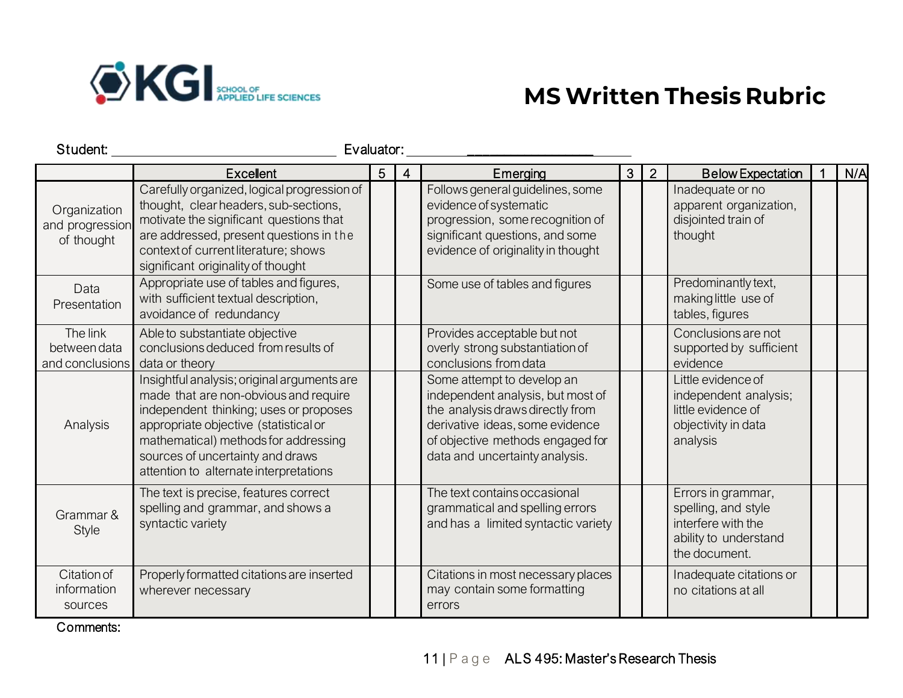KGI SCHOOL OF APPLIED LIFE SCIENCES

# MS Written Thesis Rubric

Student: ______________________________ Evaluator: ______________________________

| | Excellent | 5 | 4 | Emerging | 3 | 2 | Below Expectation | 1 | N/A |
|---|---|---|---|---|---|---|---|---|---|
| Organization and progression of thought | Carefully organized, logical progression of thought, clear headers, sub-sections, motivate the significant questions that are addressed, present questions in the context of current literature; shows significant originality of thought | | | Follows general guidelines, some evidence of systematic progression, some recognition of significant questions, and some evidence of originality in thought | | | Inadequate or no apparent organization, disjointed train of thought | | |
| Data Presentation | Appropriate use of tables and figures, with sufficient textual description, avoidance of redundancy | | | Some use of tables and figures | | | Predominantly text, making little use of tables, figures | | |
| The link between data and conclusions | Able to substantiate objective conclusions deduced from results of data or theory | | | Provides acceptable but not overly strong substantiation of conclusions from data | | | Conclusions are not supported by sufficient evidence | | |
| Analysis | Insightful analysis; original arguments are made that are non-obvious and require independent thinking; uses or proposes appropriate objective (statistical or mathematical) methods for addressing sources of uncertainty and draws attention to alternate interpretations | | | Some attempt to develop an independent analysis, but most of the analysis draws directly from derivative ideas, some evidence of objective methods engaged for data and uncertainty analysis. | | | Little evidence of independent analysis; little evidence of objectivity in data analysis | | |
| Grammar & Style | The text is precise, features correct spelling and grammar, and shows a syntactic variety | | | The text contains occasional grammatical and spelling errors and has a limited syntactic variety | | | Errors in grammar, spelling, and style interfere with the ability to understand the document. | | |
| Citation of information sources | Properly formatted citations are inserted wherever necessary | | | Citations in most necessary places may contain some formatting errors | | | Inadequate citations or no citations at all | | |

Comments: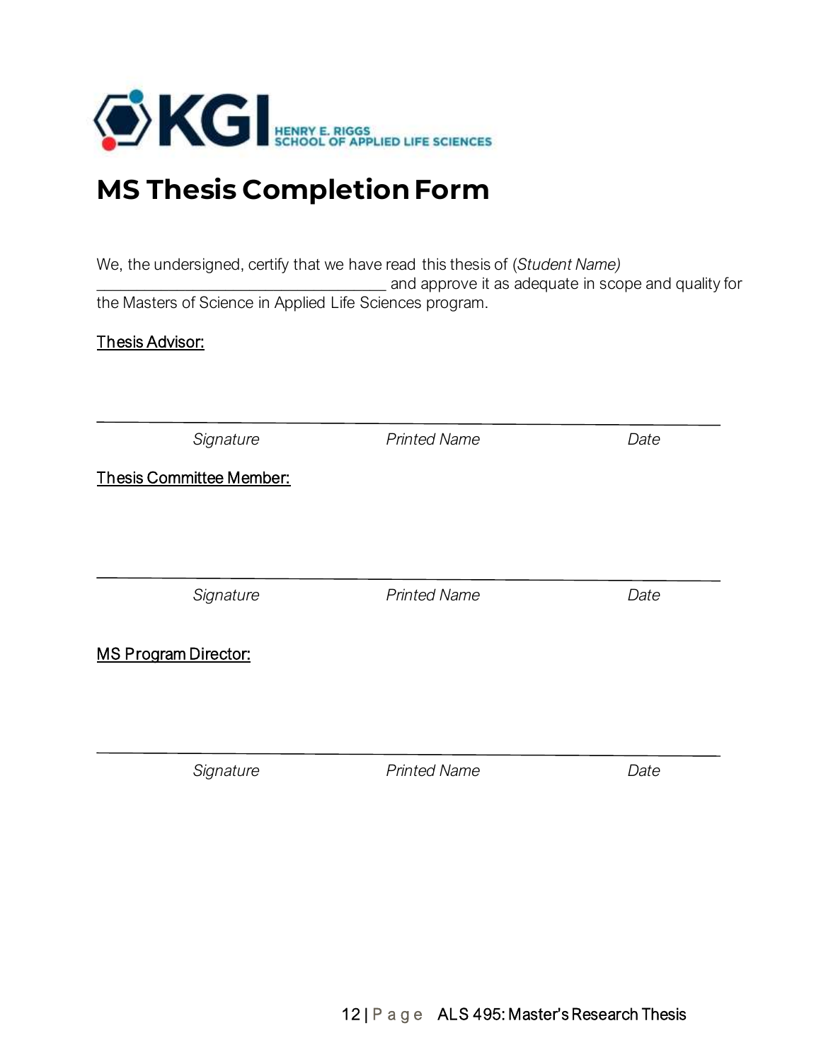KGI HENRY E. RIGGS SCHOOL OF APPLIED LIFE SCIENCES

# MS Thesis Completion Form

We, the undersigned, certify that we have read this thesis of (*Student Name*) ________________________________ and approve it as adequate in scope and quality for the Masters of Science in Applied Life Sciences program.

<u>Thesis Advisor:</u>

_______________________________________________________________

*Signature* *Printed Name* *Date*

<u>Thesis Committee Member:</u>

_______________________________________________________________

*Signature* *Printed Name* *Date*

<u>MS Program Director:</u>

_______________________________________________________________

*Signature* *Printed Name* *Date*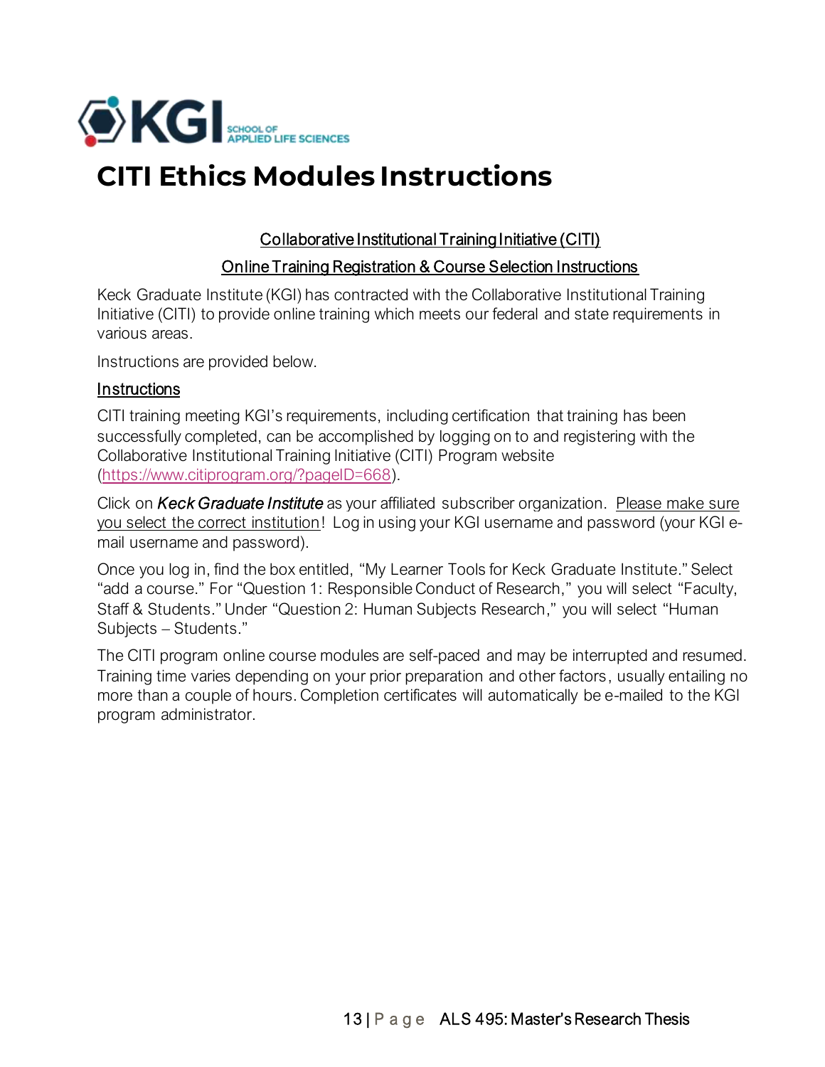# CITI Ethics Modules Instructions

**Collaborative Institutional Training Initiative (CITI)**

**Online Training Registration & Course Selection Instructions**

Keck Graduate Institute (KGI) has contracted with the Collaborative Institutional Training Initiative (CITI) to provide online training which meets our federal and state requirements in various areas.

Instructions are provided below.

## Instructions

CITI training meeting KGI's requirements, including certification that training has been successfully completed, can be accomplished by logging on to and registering with the Collaborative Institutional Training Initiative (CITI) Program website (https://www.citiprogram.org/?pageID=668).

Click on ***Keck Graduate Institute*** as your affiliated subscriber organization. Please make sure you select the correct institution! Log in using your KGI username and password (your KGI e-mail username and password).

Once you log in, find the box entitled, "My Learner Tools for Keck Graduate Institute." Select "add a course." For "Question 1: Responsible Conduct of Research," you will select "Faculty, Staff & Students." Under "Question 2: Human Subjects Research," you will select "Human Subjects – Students."

The CITI program online course modules are self-paced and may be interrupted and resumed. Training time varies depending on your prior preparation and other factors, usually entailing no more than a couple of hours. Completion certificates will automatically be e-mailed to the KGI program administrator.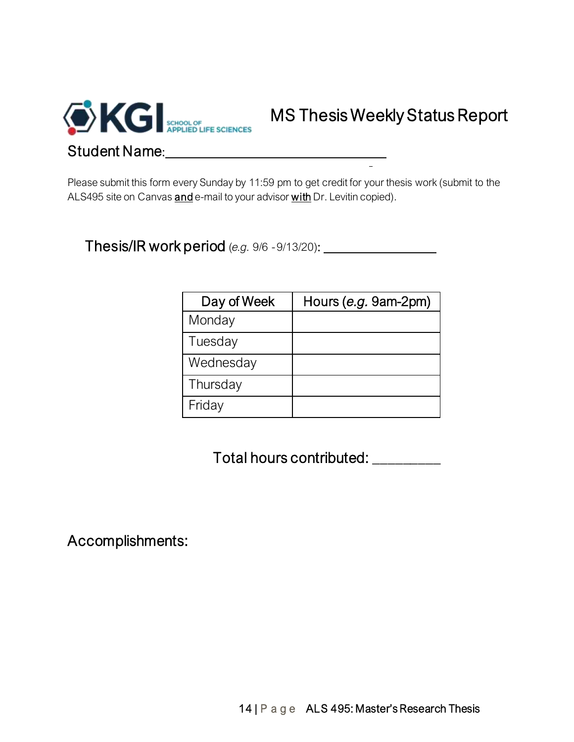KGI SCHOOL OF APPLIED LIFE SCIENCES

# MS Thesis Weekly Status Report

Student Name: ______________________________

Please submit this form every Sunday by 11:59 pm to get credit for your thesis work (submit to the ALS495 site on Canvas **and** e-mail to your advisor **with** Dr. Levitin copied).

Thesis/IR work period (*e.g.* 9/6 -9/13/20): ________________

| Day of Week | Hours (*e.g.* 9am-2pm) |
|---|---|
| Monday | |
| Tuesday | |
| Wednesday | |
| Thursday | |
| Friday | |

Total hours contributed: _________

## Accomplishments: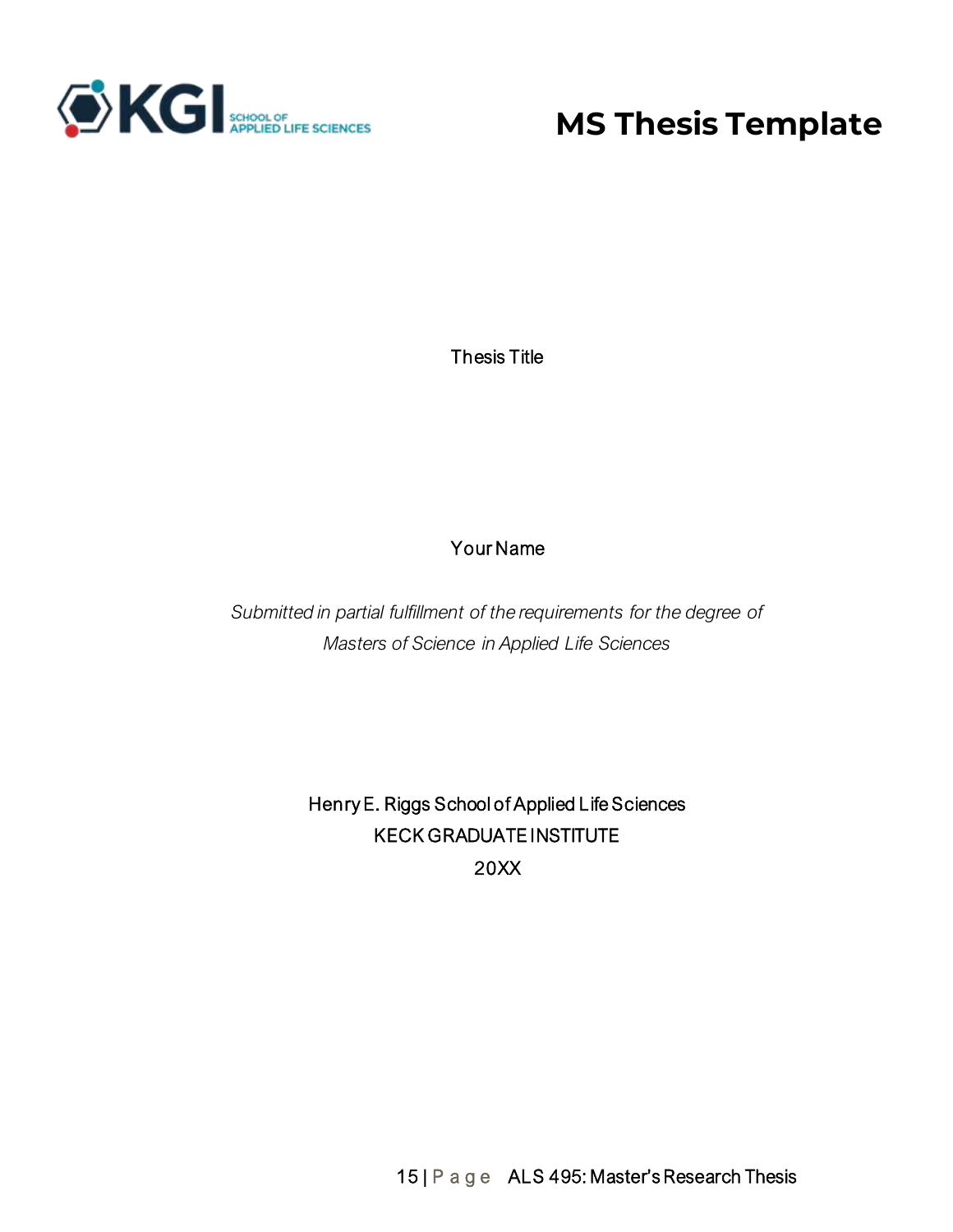# MS Thesis Template

Thesis Title

Your Name

*Submitted in partial fulfillment of the requirements for the degree of Masters of Science in Applied Life Sciences*

Henry E. Riggs School of Applied Life Sciences

KECK GRADUATE INSTITUTE

20XX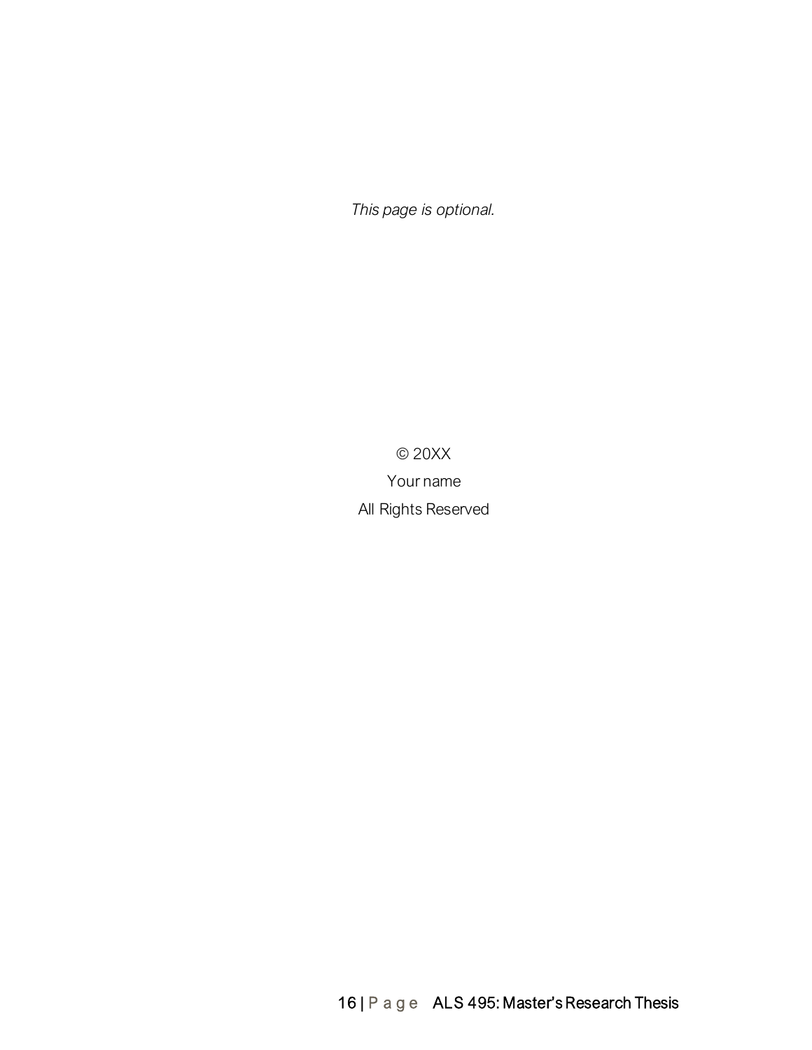*This page is optional.*

© 20XX

Your name

All Rights Reserved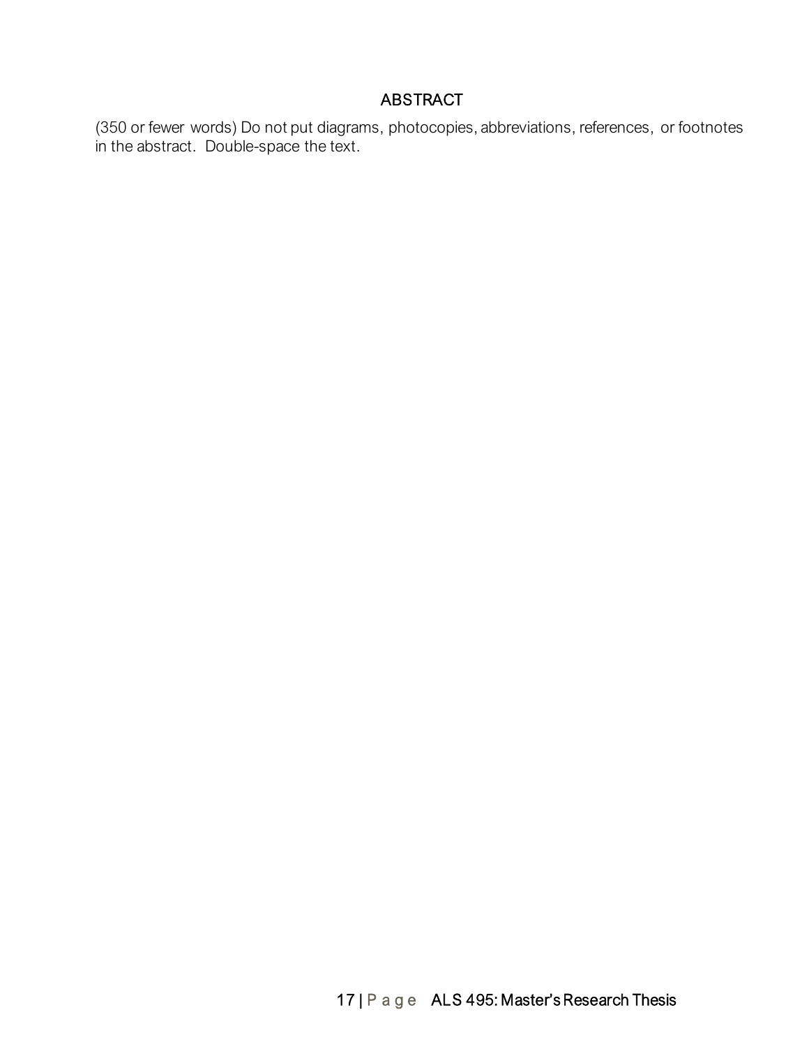# ABSTRACT

(350 or fewer words) Do not put diagrams, photocopies, abbreviations, references, or footnotes in the abstract. Double-space the text.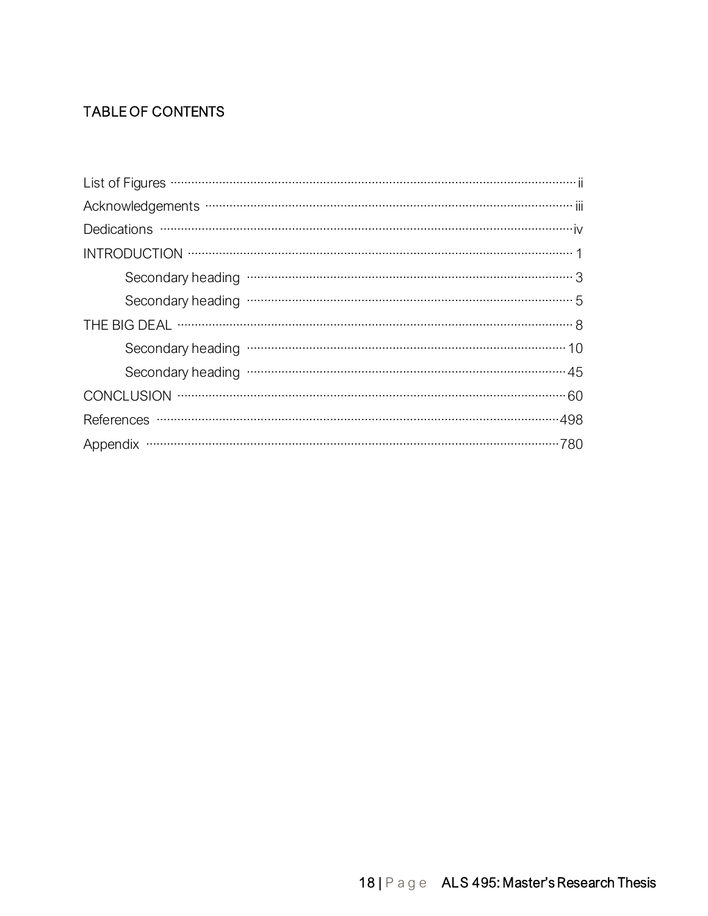## TABLE OF CONTENTS

List of Figures ............................................................ ii

Acknowledgements ............................................................ iii

Dedications ............................................................ iv

INTRODUCTION ............................................................ 1

  Secondary heading ............................................................ 3

  Secondary heading ............................................................ 5

THE BIG DEAL ............................................................ 8

  Secondary heading ............................................................ 10

  Secondary heading ............................................................ 45

CONCLUSION ............................................................ 60

References ............................................................ 498

Appendix ............................................................ 780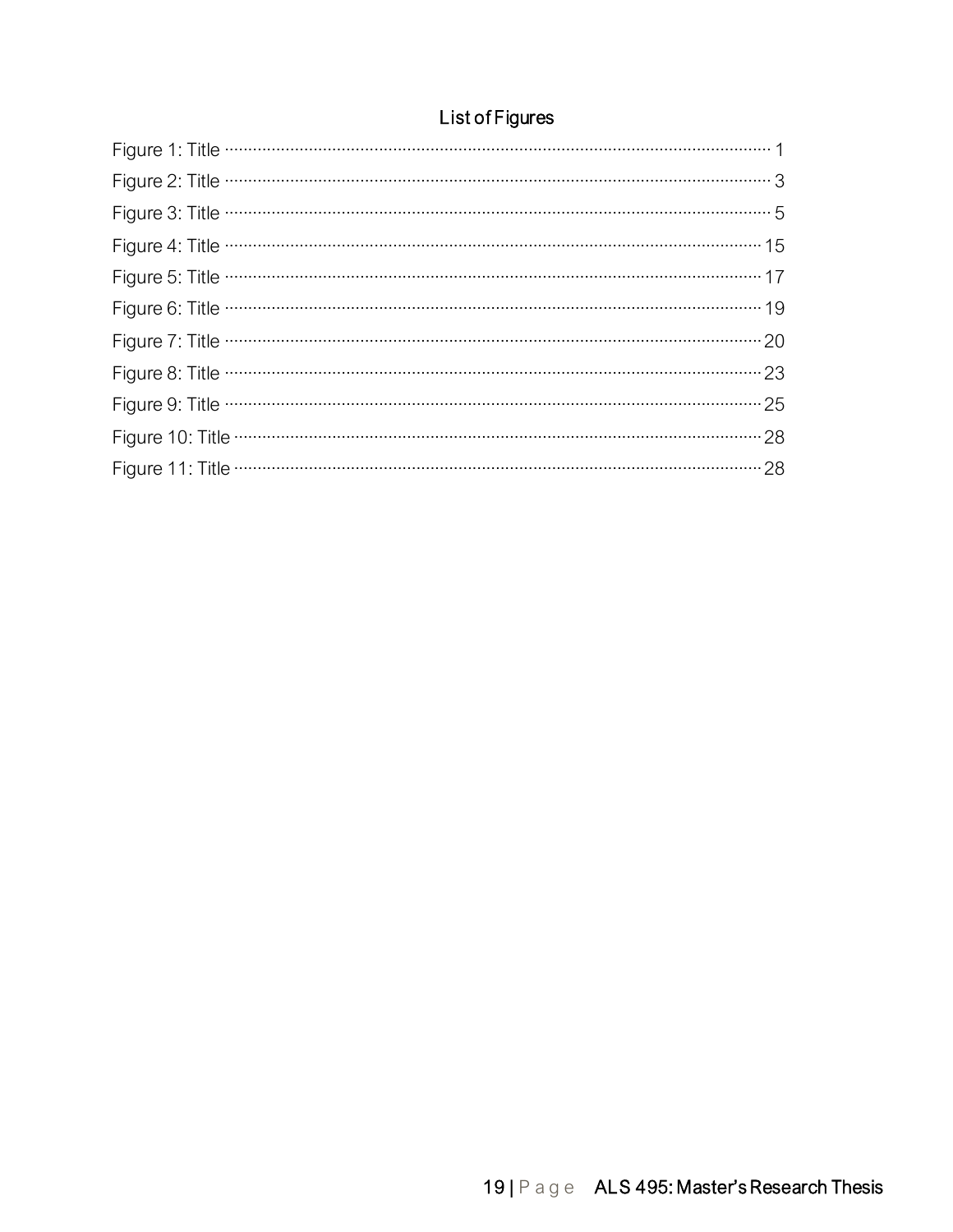# List of Figures

Figure 1: Title ........................................................................................................ 1

Figure 2: Title ........................................................................................................ 3

Figure 3: Title ........................................................................................................ 5

Figure 4: Title ...................................................................................................... 15

Figure 5: Title ...................................................................................................... 17

Figure 6: Title ...................................................................................................... 19

Figure 7: Title ...................................................................................................... 20

Figure 8: Title ...................................................................................................... 23

Figure 9: Title ...................................................................................................... 25

Figure 10: Title .................................................................................................... 28

Figure 11: Title .................................................................................................... 28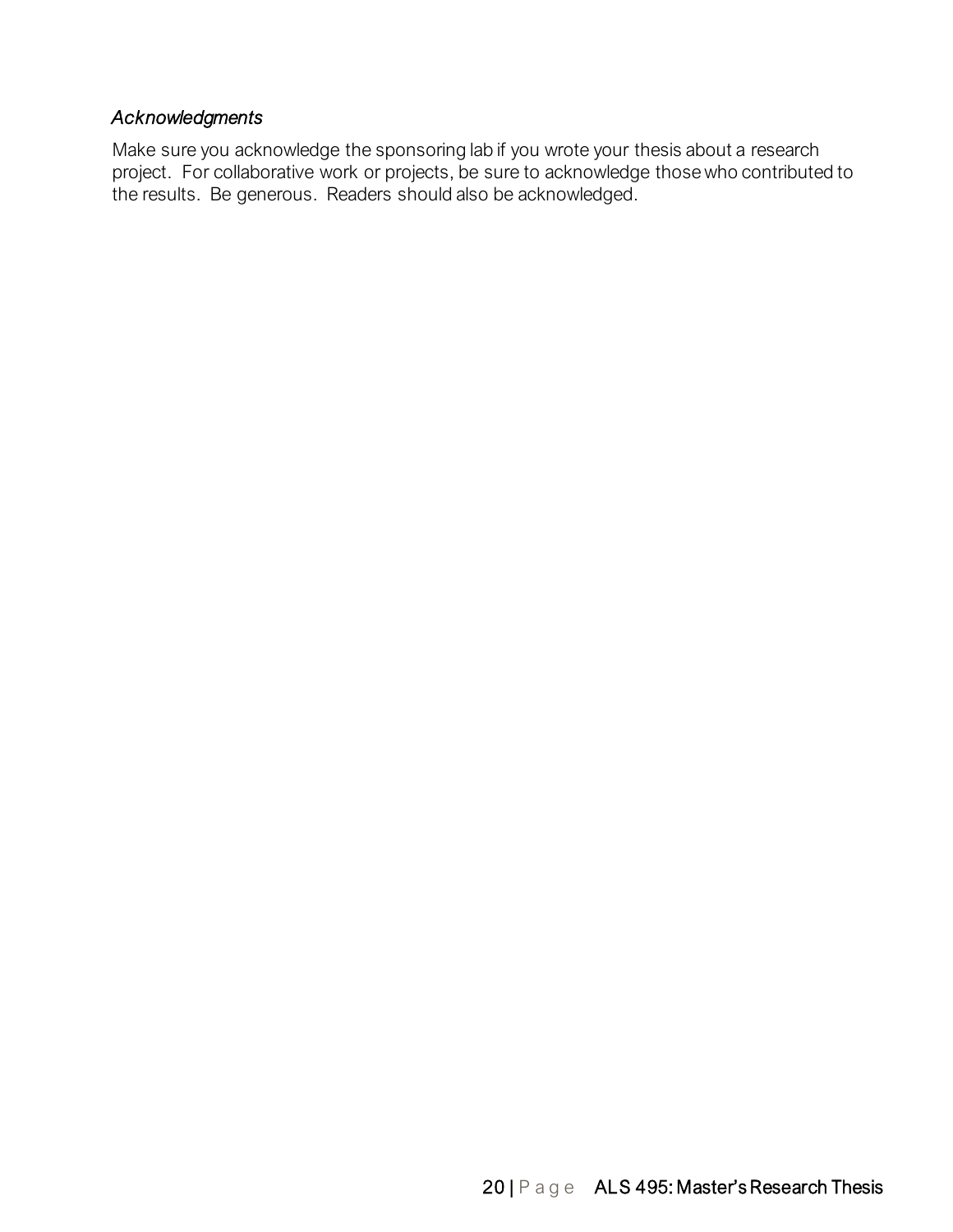### *Acknowledgments*

Make sure you acknowledge the sponsoring lab if you wrote your thesis about a research project. For collaborative work or projects, be sure to acknowledge those who contributed to the results. Be generous. Readers should also be acknowledged.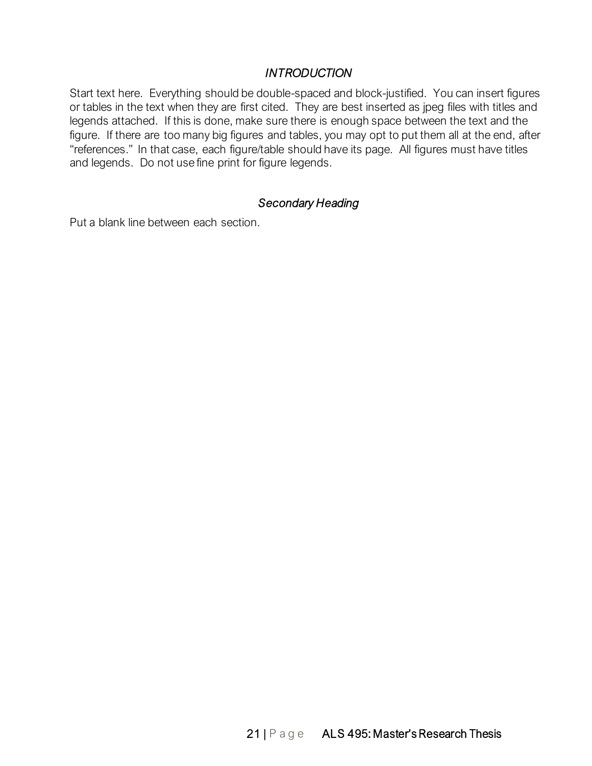# *INTRODUCTION*

Start text here. Everything should be double-spaced and block-justified. You can insert figures or tables in the text when they are first cited. They are best inserted as jpeg files with titles and legends attached. If this is done, make sure there is enough space between the text and the figure. If there are too many big figures and tables, you may opt to put them all at the end, after "references." In that case, each figure/table should have its page. All figures must have titles and legends. Do not use fine print for figure legends.

## *Secondary Heading*

Put a blank line between each section.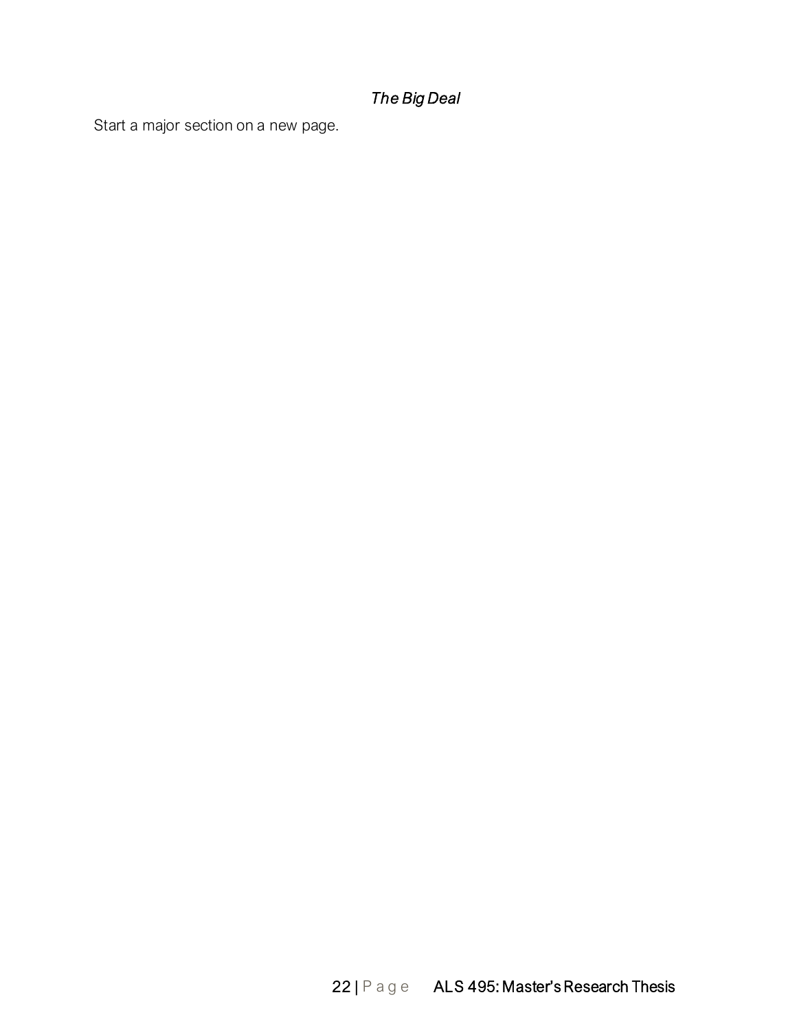*The Big Deal*

Start a major section on a new page.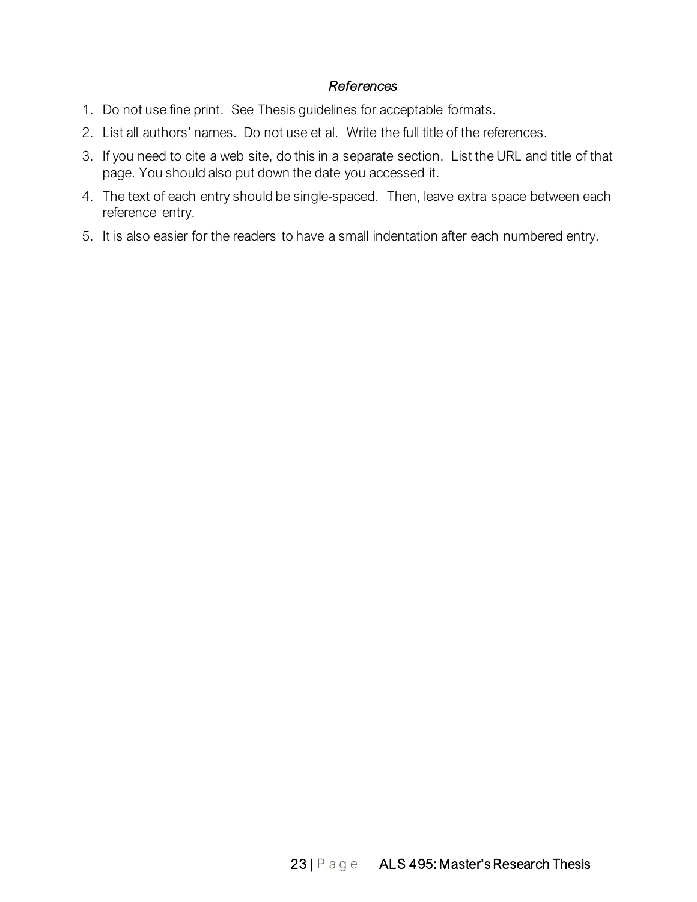### *References*

1. Do not use fine print. See Thesis guidelines for acceptable formats.
2. List all authors' names. Do not use et al. Write the full title of the references.
3. If you need to cite a web site, do this in a separate section. List the URL and title of that page. You should also put down the date you accessed it.
4. The text of each entry should be single-spaced. Then, leave extra space between each reference entry.
5. It is also easier for the readers to have a small indentation after each numbered entry.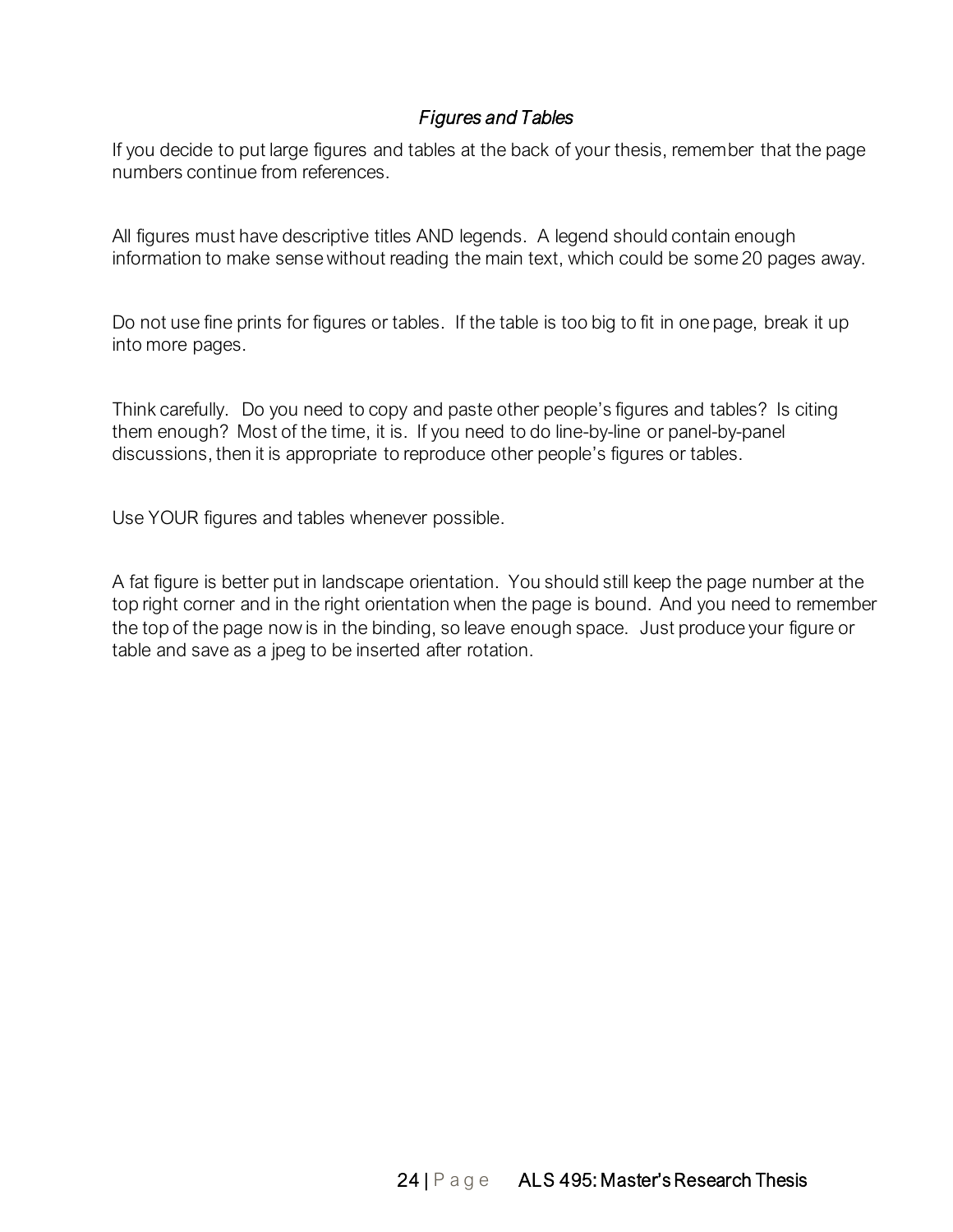### *Figures and Tables*

If you decide to put large figures and tables at the back of your thesis, remember that the page numbers continue from references.

All figures must have descriptive titles AND legends. A legend should contain enough information to make sense without reading the main text, which could be some 20 pages away.

Do not use fine prints for figures or tables. If the table is too big to fit in one page, break it up into more pages.

Think carefully. Do you need to copy and paste other people's figures and tables? Is citing them enough? Most of the time, it is. If you need to do line-by-line or panel-by-panel discussions, then it is appropriate to reproduce other people's figures or tables.

Use YOUR figures and tables whenever possible.

A fat figure is better put in landscape orientation. You should still keep the page number at the top right corner and in the right orientation when the page is bound. And you need to remember the top of the page now is in the binding, so leave enough space. Just produce your figure or table and save as a jpeg to be inserted after rotation.